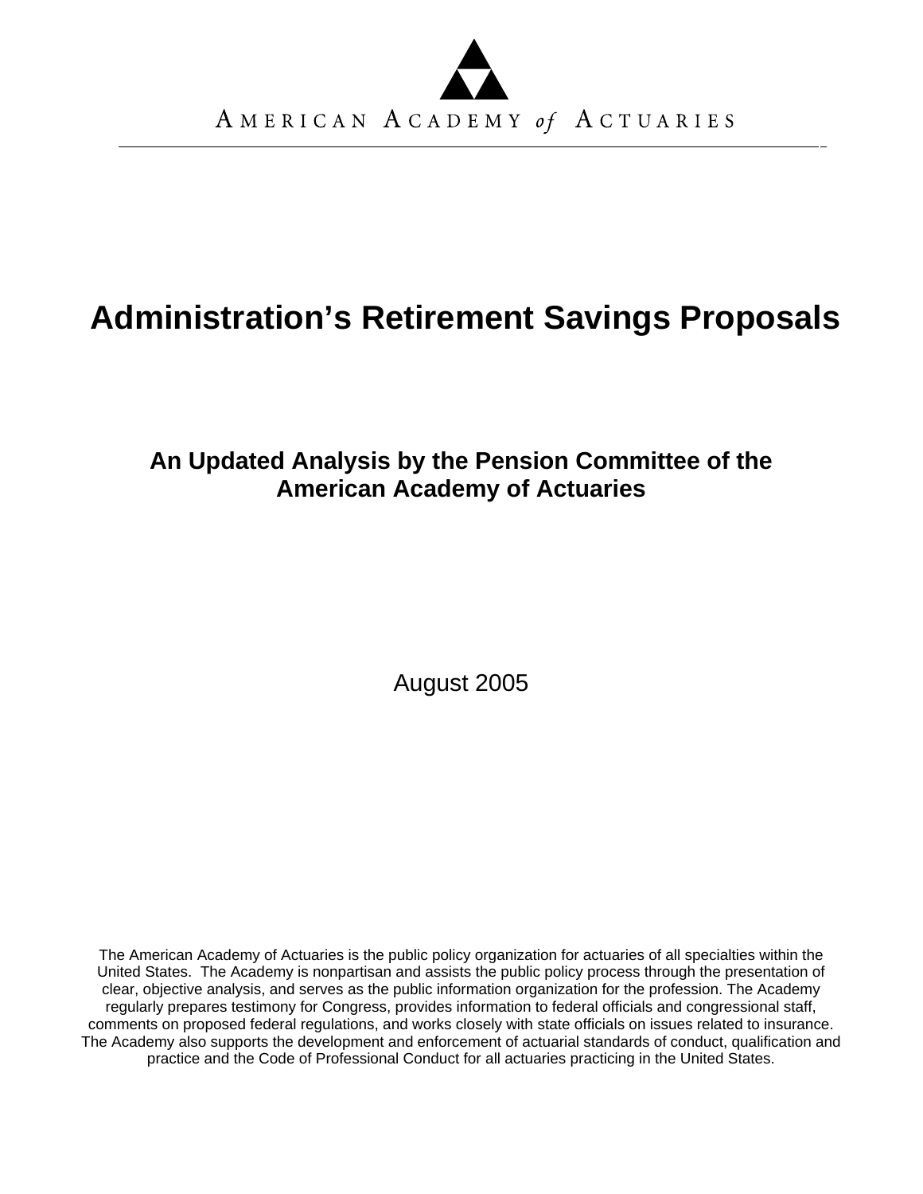AMERICAN ACADEMY *of* ACTUARIES

# Administration's Retirement Savings Proposals

## An Updated Analysis by the Pension Committee of the American Academy of Actuaries

August 2005

The American Academy of Actuaries is the public policy organization for actuaries of all specialties within the United States. The Academy is nonpartisan and assists the public policy process through the presentation of clear, objective analysis, and serves as the public information organization for the profession. The Academy regularly prepares testimony for Congress, provides information to federal officials and congressional staff, comments on proposed federal regulations, and works closely with state officials on issues related to insurance. The Academy also supports the development and enforcement of actuarial standards of conduct, qualification and practice and the Code of Professional Conduct for all actuaries practicing in the United States.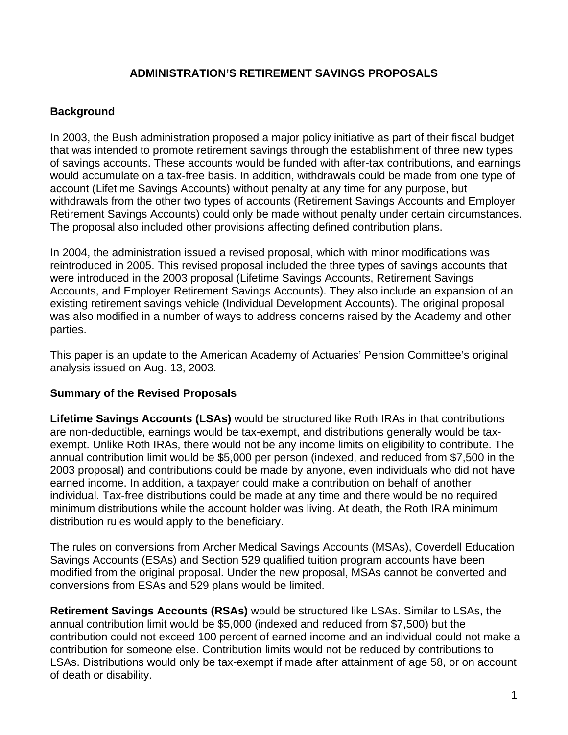**ADMINISTRATION'S RETIREMENT SAVINGS PROPOSALS**

## Background

In 2003, the Bush administration proposed a major policy initiative as part of their fiscal budget that was intended to promote retirement savings through the establishment of three new types of savings accounts. These accounts would be funded with after-tax contributions, and earnings would accumulate on a tax-free basis. In addition, withdrawals could be made from one type of account (Lifetime Savings Accounts) without penalty at any time for any purpose, but withdrawals from the other two types of accounts (Retirement Savings Accounts and Employer Retirement Savings Accounts) could only be made without penalty under certain circumstances. The proposal also included other provisions affecting defined contribution plans.

In 2004, the administration issued a revised proposal, which with minor modifications was reintroduced in 2005. This revised proposal included the three types of savings accounts that were introduced in the 2003 proposal (Lifetime Savings Accounts, Retirement Savings Accounts, and Employer Retirement Savings Accounts). They also include an expansion of an existing retirement savings vehicle (Individual Development Accounts). The original proposal was also modified in a number of ways to address concerns raised by the Academy and other parties.

This paper is an update to the American Academy of Actuaries' Pension Committee's original analysis issued on Aug. 13, 2003.

## Summary of the Revised Proposals

**Lifetime Savings Accounts (LSAs)** would be structured like Roth IRAs in that contributions are non-deductible, earnings would be tax-exempt, and distributions generally would be tax-exempt. Unlike Roth IRAs, there would not be any income limits on eligibility to contribute. The annual contribution limit would be $5,000 per person (indexed, and reduced from $7,500 in the 2003 proposal) and contributions could be made by anyone, even individuals who did not have earned income. In addition, a taxpayer could make a contribution on behalf of another individual. Tax-free distributions could be made at any time and there would be no required minimum distributions while the account holder was living. At death, the Roth IRA minimum distribution rules would apply to the beneficiary.

The rules on conversions from Archer Medical Savings Accounts (MSAs), Coverdell Education Savings Accounts (ESAs) and Section 529 qualified tuition program accounts have been modified from the original proposal. Under the new proposal, MSAs cannot be converted and conversions from ESAs and 529 plans would be limited.

**Retirement Savings Accounts (RSAs)** would be structured like LSAs. Similar to LSAs, the annual contribution limit would be $5,000 (indexed and reduced from $7,500) but the contribution could not exceed 100 percent of earned income and an individual could not make a contribution for someone else. Contribution limits would not be reduced by contributions to LSAs. Distributions would only be tax-exempt if made after attainment of age 58, or on account of death or disability.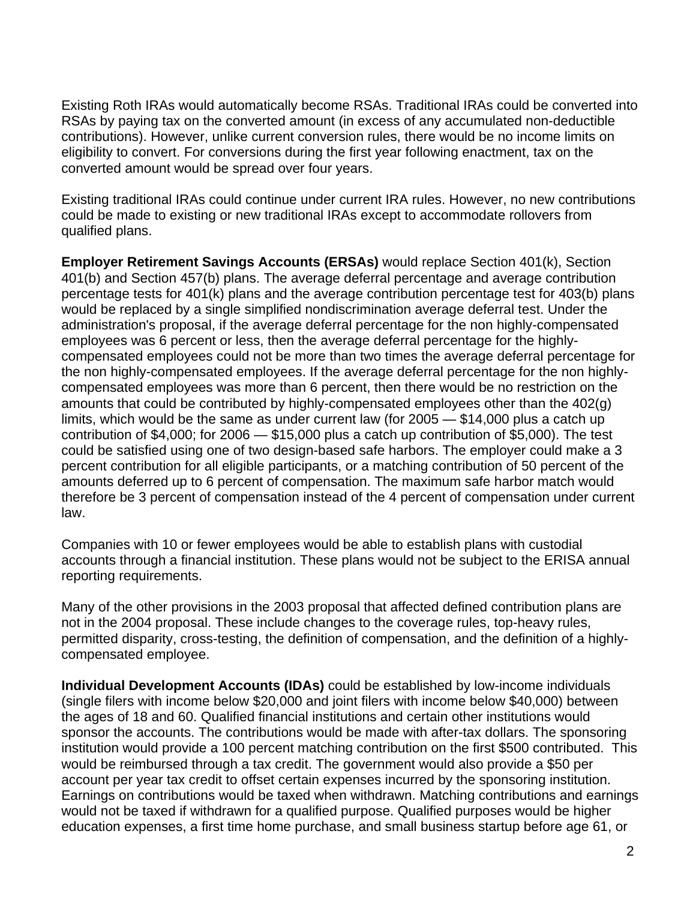Existing Roth IRAs would automatically become RSAs. Traditional IRAs could be converted into RSAs by paying tax on the converted amount (in excess of any accumulated non-deductible contributions). However, unlike current conversion rules, there would be no income limits on eligibility to convert. For conversions during the first year following enactment, tax on the converted amount would be spread over four years.

Existing traditional IRAs could continue under current IRA rules. However, no new contributions could be made to existing or new traditional IRAs except to accommodate rollovers from qualified plans.

**Employer Retirement Savings Accounts (ERSAs)** would replace Section 401(k), Section 401(b) and Section 457(b) plans. The average deferral percentage and average contribution percentage tests for 401(k) plans and the average contribution percentage test for 403(b) plans would be replaced by a single simplified nondiscrimination average deferral test. Under the administration's proposal, if the average deferral percentage for the non highly-compensated employees was 6 percent or less, then the average deferral percentage for the highly-compensated employees could not be more than two times the average deferral percentage for the non highly-compensated employees. If the average deferral percentage for the non highly-compensated employees was more than 6 percent, then there would be no restriction on the amounts that could be contributed by highly-compensated employees other than the 402(g) limits, which would be the same as under current law (for 2005 — $14,000 plus a catch up contribution of $4,000; for 2006 — $15,000 plus a catch up contribution of $5,000). The test could be satisfied using one of two design-based safe harbors. The employer could make a 3 percent contribution for all eligible participants, or a matching contribution of 50 percent of the amounts deferred up to 6 percent of compensation. The maximum safe harbor match would therefore be 3 percent of compensation instead of the 4 percent of compensation under current law.

Companies with 10 or fewer employees would be able to establish plans with custodial accounts through a financial institution. These plans would not be subject to the ERISA annual reporting requirements.

Many of the other provisions in the 2003 proposal that affected defined contribution plans are not in the 2004 proposal. These include changes to the coverage rules, top-heavy rules, permitted disparity, cross-testing, the definition of compensation, and the definition of a highly-compensated employee.

**Individual Development Accounts (IDAs)** could be established by low-income individuals (single filers with income below $20,000 and joint filers with income below $40,000) between the ages of 18 and 60. Qualified financial institutions and certain other institutions would sponsor the accounts. The contributions would be made with after-tax dollars. The sponsoring institution would provide a 100 percent matching contribution on the first $500 contributed. This would be reimbursed through a tax credit. The government would also provide a $50 per account per year tax credit to offset certain expenses incurred by the sponsoring institution. Earnings on contributions would be taxed when withdrawn. Matching contributions and earnings would not be taxed if withdrawn for a qualified purpose. Qualified purposes would be higher education expenses, a first time home purchase, and small business startup before age 61, or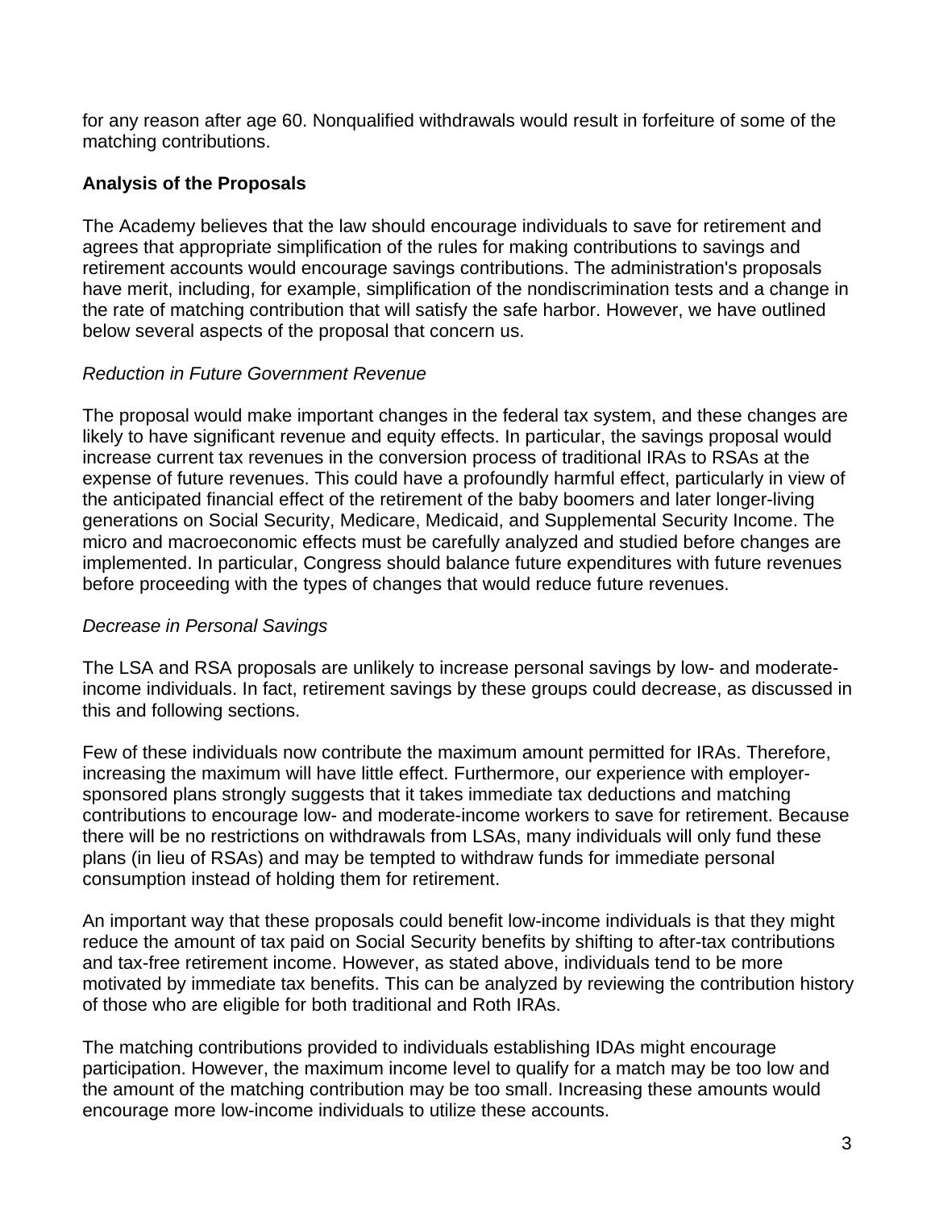for any reason after age 60. Nonqualified withdrawals would result in forfeiture of some of the matching contributions.

**Analysis of the Proposals**

The Academy believes that the law should encourage individuals to save for retirement and agrees that appropriate simplification of the rules for making contributions to savings and retirement accounts would encourage savings contributions. The administration's proposals have merit, including, for example, simplification of the nondiscrimination tests and a change in the rate of matching contribution that will satisfy the safe harbor. However, we have outlined below several aspects of the proposal that concern us.

*Reduction in Future Government Revenue*

The proposal would make important changes in the federal tax system, and these changes are likely to have significant revenue and equity effects. In particular, the savings proposal would increase current tax revenues in the conversion process of traditional IRAs to RSAs at the expense of future revenues. This could have a profoundly harmful effect, particularly in view of the anticipated financial effect of the retirement of the baby boomers and later longer-living generations on Social Security, Medicare, Medicaid, and Supplemental Security Income. The micro and macroeconomic effects must be carefully analyzed and studied before changes are implemented. In particular, Congress should balance future expenditures with future revenues before proceeding with the types of changes that would reduce future revenues.

*Decrease in Personal Savings*

The LSA and RSA proposals are unlikely to increase personal savings by low- and moderate-income individuals. In fact, retirement savings by these groups could decrease, as discussed in this and following sections.

Few of these individuals now contribute the maximum amount permitted for IRAs. Therefore, increasing the maximum will have little effect. Furthermore, our experience with employer-sponsored plans strongly suggests that it takes immediate tax deductions and matching contributions to encourage low- and moderate-income workers to save for retirement. Because there will be no restrictions on withdrawals from LSAs, many individuals will only fund these plans (in lieu of RSAs) and may be tempted to withdraw funds for immediate personal consumption instead of holding them for retirement.

An important way that these proposals could benefit low-income individuals is that they might reduce the amount of tax paid on Social Security benefits by shifting to after-tax contributions and tax-free retirement income. However, as stated above, individuals tend to be more motivated by immediate tax benefits. This can be analyzed by reviewing the contribution history of those who are eligible for both traditional and Roth IRAs.

The matching contributions provided to individuals establishing IDAs might encourage participation. However, the maximum income level to qualify for a match may be too low and the amount of the matching contribution may be too small. Increasing these amounts would encourage more low-income individuals to utilize these accounts.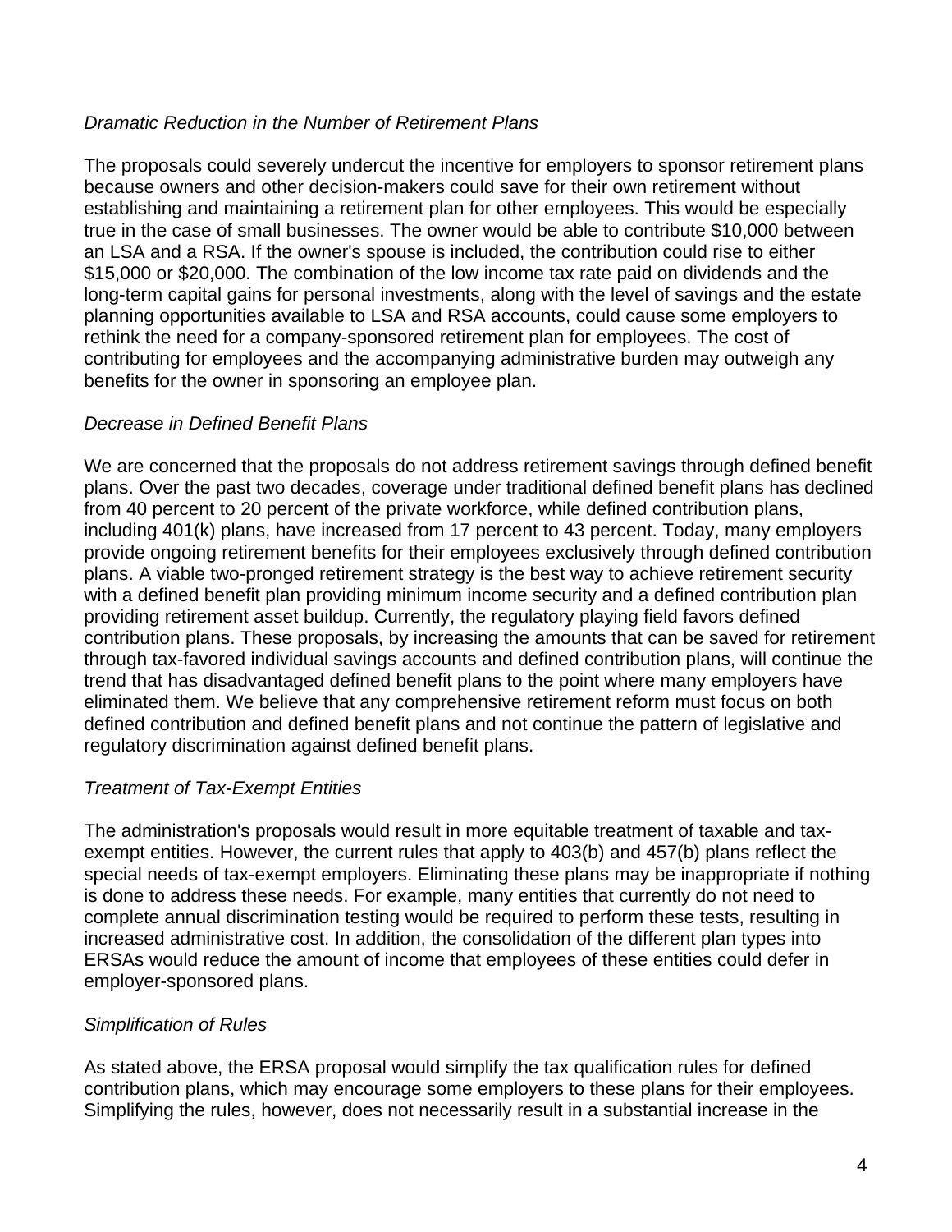*Dramatic Reduction in the Number of Retirement Plans*

The proposals could severely undercut the incentive for employers to sponsor retirement plans because owners and other decision-makers could save for their own retirement without establishing and maintaining a retirement plan for other employees. This would be especially true in the case of small businesses. The owner would be able to contribute $10,000 between an LSA and a RSA. If the owner's spouse is included, the contribution could rise to either $15,000 or $20,000. The combination of the low income tax rate paid on dividends and the long-term capital gains for personal investments, along with the level of savings and the estate planning opportunities available to LSA and RSA accounts, could cause some employers to rethink the need for a company-sponsored retirement plan for employees. The cost of contributing for employees and the accompanying administrative burden may outweigh any benefits for the owner in sponsoring an employee plan.

*Decrease in Defined Benefit Plans*

We are concerned that the proposals do not address retirement savings through defined benefit plans. Over the past two decades, coverage under traditional defined benefit plans has declined from 40 percent to 20 percent of the private workforce, while defined contribution plans, including 401(k) plans, have increased from 17 percent to 43 percent. Today, many employers provide ongoing retirement benefits for their employees exclusively through defined contribution plans. A viable two-pronged retirement strategy is the best way to achieve retirement security with a defined benefit plan providing minimum income security and a defined contribution plan providing retirement asset buildup. Currently, the regulatory playing field favors defined contribution plans. These proposals, by increasing the amounts that can be saved for retirement through tax-favored individual savings accounts and defined contribution plans, will continue the trend that has disadvantaged defined benefit plans to the point where many employers have eliminated them. We believe that any comprehensive retirement reform must focus on both defined contribution and defined benefit plans and not continue the pattern of legislative and regulatory discrimination against defined benefit plans.

*Treatment of Tax-Exempt Entities*

The administration's proposals would result in more equitable treatment of taxable and tax-exempt entities. However, the current rules that apply to 403(b) and 457(b) plans reflect the special needs of tax-exempt employers. Eliminating these plans may be inappropriate if nothing is done to address these needs. For example, many entities that currently do not need to complete annual discrimination testing would be required to perform these tests, resulting in increased administrative cost. In addition, the consolidation of the different plan types into ERSAs would reduce the amount of income that employees of these entities could defer in employer-sponsored plans.

*Simplification of Rules*

As stated above, the ERSA proposal would simplify the tax qualification rules for defined contribution plans, which may encourage some employers to these plans for their employees. Simplifying the rules, however, does not necessarily result in a substantial increase in the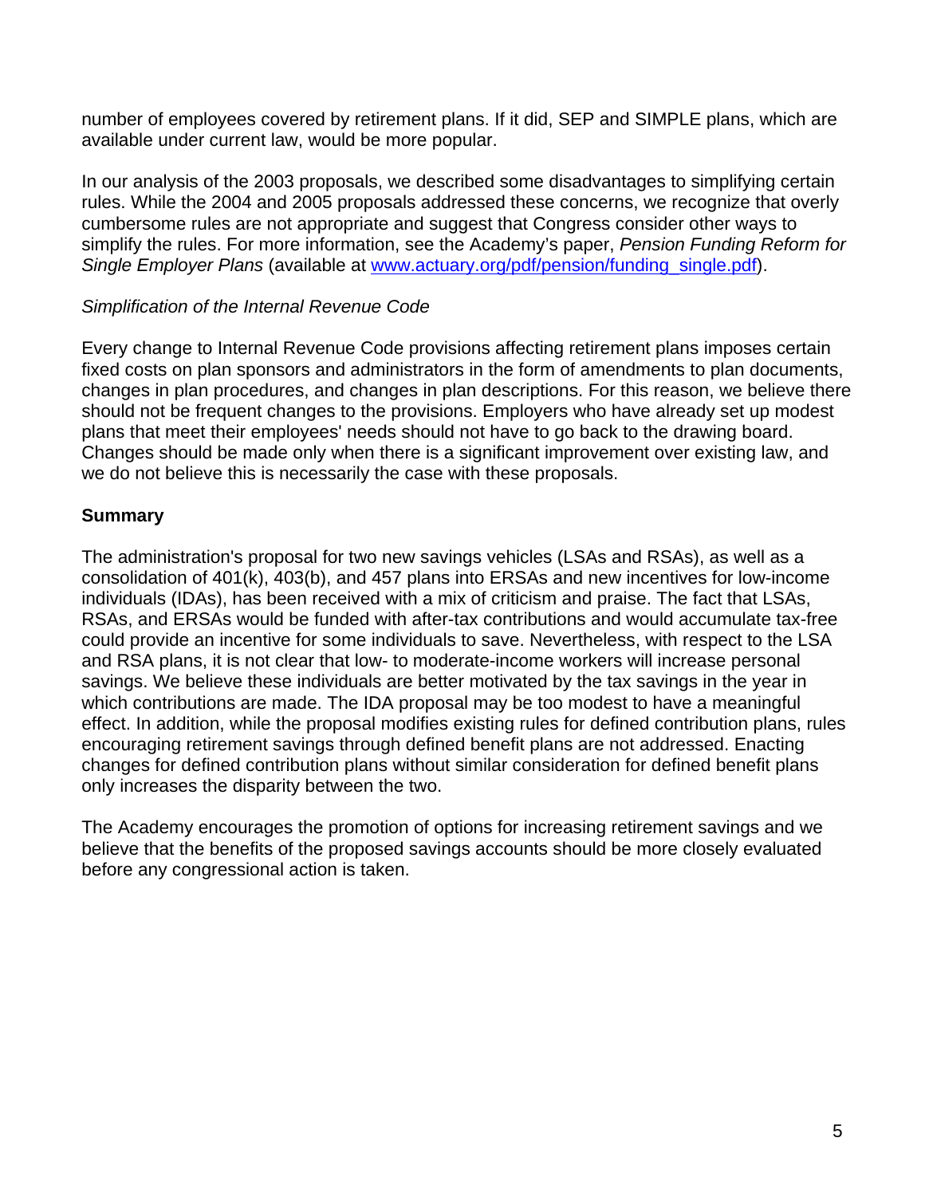number of employees covered by retirement plans. If it did, SEP and SIMPLE plans, which are available under current law, would be more popular.

In our analysis of the 2003 proposals, we described some disadvantages to simplifying certain rules. While the 2004 and 2005 proposals addressed these concerns, we recognize that overly cumbersome rules are not appropriate and suggest that Congress consider other ways to simplify the rules. For more information, see the Academy's paper, *Pension Funding Reform for Single Employer Plans* (available at [www.actuary.org/pdf/pension/funding_single.pdf](www.actuary.org/pdf/pension/funding_single.pdf)).

*Simplification of the Internal Revenue Code*

Every change to Internal Revenue Code provisions affecting retirement plans imposes certain fixed costs on plan sponsors and administrators in the form of amendments to plan documents, changes in plan procedures, and changes in plan descriptions. For this reason, we believe there should not be frequent changes to the provisions. Employers who have already set up modest plans that meet their employees' needs should not have to go back to the drawing board. Changes should be made only when there is a significant improvement over existing law, and we do not believe this is necessarily the case with these proposals.

**Summary**

The administration's proposal for two new savings vehicles (LSAs and RSAs), as well as a consolidation of 401(k), 403(b), and 457 plans into ERSAs and new incentives for low-income individuals (IDAs), has been received with a mix of criticism and praise. The fact that LSAs, RSAs, and ERSAs would be funded with after-tax contributions and would accumulate tax-free could provide an incentive for some individuals to save. Nevertheless, with respect to the LSA and RSA plans, it is not clear that low- to moderate-income workers will increase personal savings. We believe these individuals are better motivated by the tax savings in the year in which contributions are made. The IDA proposal may be too modest to have a meaningful effect. In addition, while the proposal modifies existing rules for defined contribution plans, rules encouraging retirement savings through defined benefit plans are not addressed. Enacting changes for defined contribution plans without similar consideration for defined benefit plans only increases the disparity between the two.

The Academy encourages the promotion of options for increasing retirement savings and we believe that the benefits of the proposed savings accounts should be more closely evaluated before any congressional action is taken.